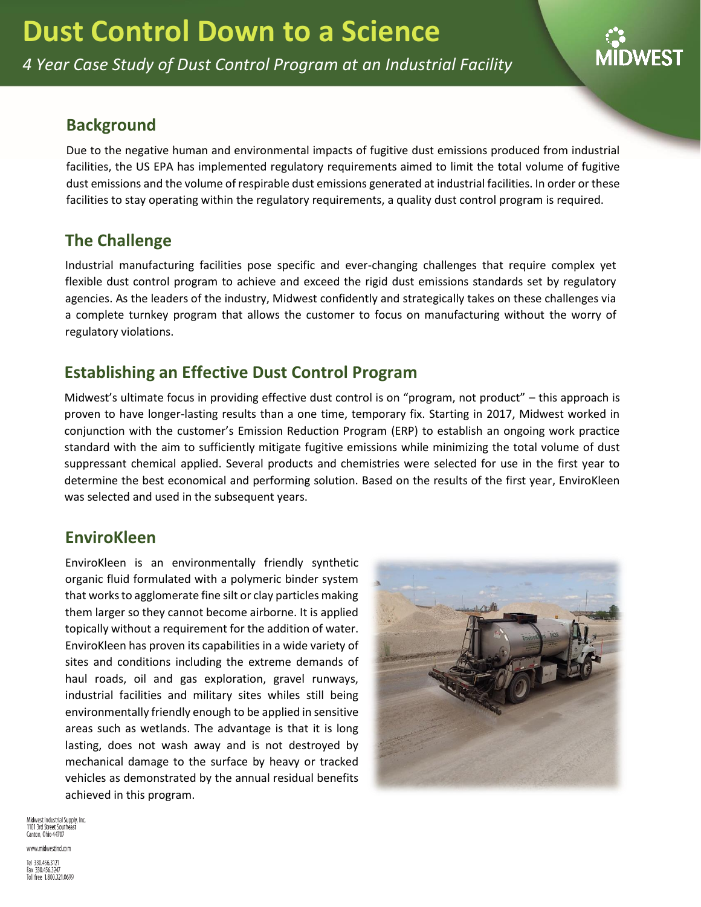# Dust Control Down to a Science

*4 Year Case Study of Dust Control Program at an Industrial Facility*

## Background

Due to the negative human and environmental impacts of fugitive dust emissions produced from industrial facilities, the US EPA has implemented regulatory requirements aimed to limit the total volume of fugitive dust emissions and the volume of respirable dust emissions generated at industrial facilities. In order or these facilities to stay operating within the regulatory requirements, a quality dust control program is required.

## The Challenge

Industrial manufacturing facilities pose specific and ever-changing challenges that require complex yet flexible dust control program to achieve and exceed the rigid dust emissions standards set by regulatory agencies. As the leaders of the industry, Midwest confidently and strategically takes on these challenges via a complete turnkey program that allows the customer to focus on manufacturing without the worry of regulatory violations.

## Establishing an Effective Dust Control Program

Midwest's ultimate focus in providing effective dust control is on "program, not product" – this approach is proven to have longer-lasting results than a one time, temporary fix. Starting in 2017, Midwest worked in conjunction with the customer's Emission Reduction Program (ERP) to establish an ongoing work practice standard with the aim to sufficiently mitigate fugitive emissions while minimizing the total volume of dust suppressant chemical applied. Several products and chemistries were selected for use in the first year to determine the best economical and performing solution. Based on the results of the first year, EnviroKleen was selected and used in the subsequent years.

## EnviroKleen

EnviroKleen is an environmentally friendly synthetic organic fluid formulated with a polymeric binder system that works to agglomerate fine silt or clay particles making them larger so they cannot become airborne. It is applied topically without a requirement for the addition of water. EnviroKleen has proven its capabilities in a wide variety of sites and conditions including the extreme demands of haul roads, oil and gas exploration, gravel runways, industrial facilities and military sites whiles still being environmentally friendly enough to be applied in sensitive areas such as wetlands. The advantage is that it is long lasting, does not wash away and is not destroyed by mechanical damage to the surface by heavy or tracked vehicles as demonstrated by the annual residual benefits achieved in this program.

Midwest Industrial Supply, Inc.
1101 3rd Street Southeast
Canton, Ohio 44707

www.midwestind.com

Tel 330.456.3121
Fax 330.456.3247
Toll free 1.800.321.0699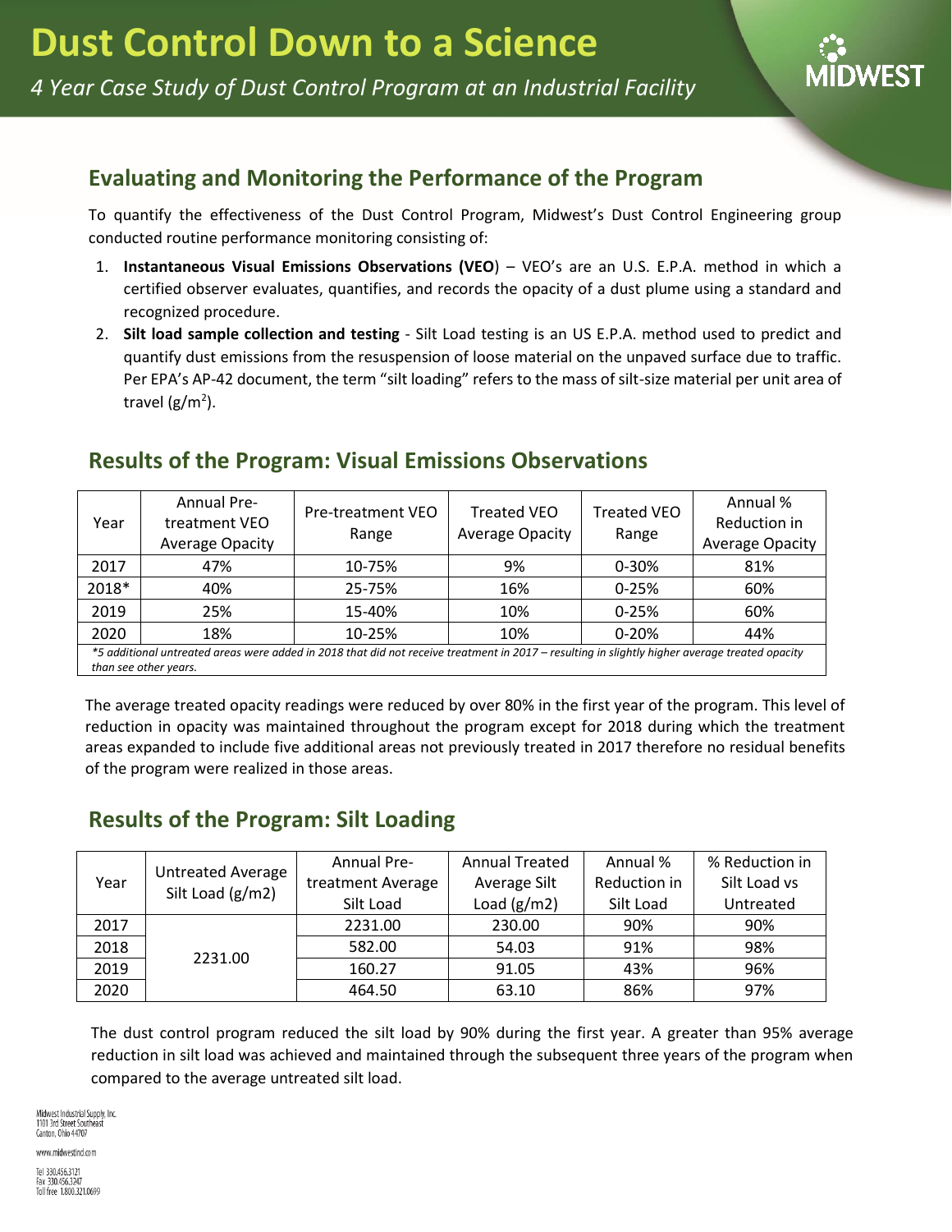# Dust Control Down to a Science

*4 Year Case Study of Dust Control Program at an Industrial Facility*

## Evaluating and Monitoring the Performance of the Program

To quantify the effectiveness of the Dust Control Program, Midwest's Dust Control Engineering group conducted routine performance monitoring consisting of:

1. **Instantaneous Visual Emissions Observations (VEO**) – VEO's are an U.S. E.P.A. method in which a certified observer evaluates, quantifies, and records the opacity of a dust plume using a standard and recognized procedure.
2. **Silt load sample collection and testing** - Silt Load testing is an US E.P.A. method used to predict and quantify dust emissions from the resuspension of loose material on the unpaved surface due to traffic. Per EPA's AP-42 document, the term "silt loading" refers to the mass of silt-size material per unit area of travel ($g/m^2$).

## Results of the Program: Visual Emissions Observations

| Year | Annual Pre-treatment VEO Average Opacity | Pre-treatment VEO Range | Treated VEO Average Opacity | Treated VEO Range | Annual % Reduction in Average Opacity |
|---|---|---|---|---|---|
| 2017 | 47% | 10-75% | 9% | 0-30% | 81% |
| 2018* | 40% | 25-75% | 16% | 0-25% | 60% |
| 2019 | 25% | 15-40% | 10% | 0-25% | 60% |
| 2020 | 18% | 10-25% | 10% | 0-20% | 44% |

*\*5 additional untreated areas were added in 2018 that did not receive treatment in 2017 – resulting in slightly higher average treated opacity than see other years.*

The average treated opacity readings were reduced by over 80% in the first year of the program. This level of reduction in opacity was maintained throughout the program except for 2018 during which the treatment areas expanded to include five additional areas not previously treated in 2017 therefore no residual benefits of the program were realized in those areas.

## Results of the Program: Silt Loading

| Year | Untreated Average Silt Load (g/m2) | Annual Pre-treatment Average Silt Load | Annual Treated Average Silt Load (g/m2) | Annual % Reduction in Silt Load | % Reduction in Silt Load vs Untreated |
|---|---|---|---|---|---|
| 2017 | 2231.00 | 2231.00 | 230.00 | 90% | 90% |
| 2018 | | 582.00 | 54.03 | 91% | 98% |
| 2019 | | 160.27 | 91.05 | 43% | 96% |
| 2020 | | 464.50 | 63.10 | 86% | 97% |

The dust control program reduced the silt load by 90% during the first year. A greater than 95% average reduction in silt load was achieved and maintained through the subsequent three years of the program when compared to the average untreated silt load.

Midwest Industrial Supply, Inc.
1101 3rd Street Southeast
Canton, Ohio 44707

www.midwestind.com

Tel 330.456.3121
Fax 330.456.3247
Toll free 1.800.321.0699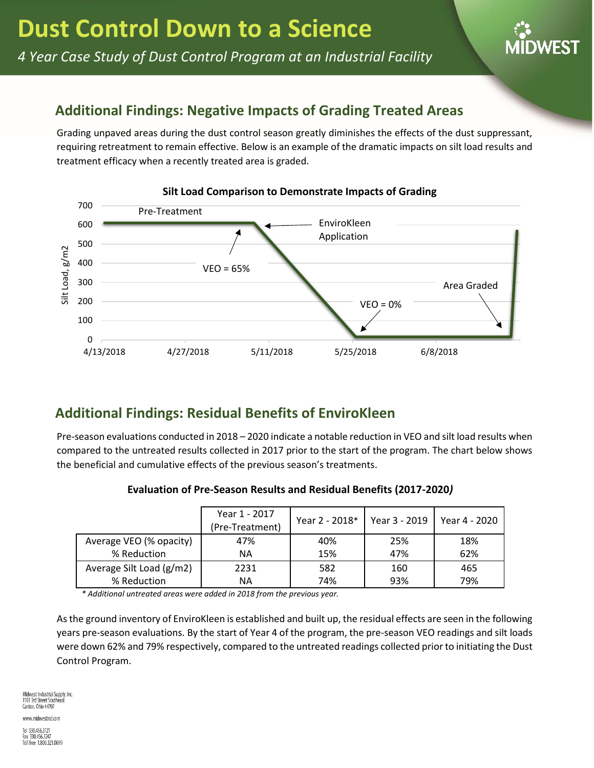# Dust Control Down to a Science

*4 Year Case Study of Dust Control Program at an Industrial Facility*

## Additional Findings: Negative Impacts of Grading Treated Areas

Grading unpaved areas during the dust control season greatly diminishes the effects of the dust suppressant, requiring retreatment to remain effective. Below is an example of the dramatic impacts on silt load results and treatment efficacy when a recently treated area is graded.

**Silt Load Comparison to Demonstrate Impacts of Grading**

Silt Load, g/m2

700
600
500
400
300
200
100
0

4/13/2018
4/27/2018
5/11/2018
5/25/2018
6/8/2018

Pre-Treatment

EnviroKleen Application

VEO = 65%

VEO = 0%

Area Graded

## Additional Findings: Residual Benefits of EnviroKleen

Pre-season evaluations conducted in 2018 – 2020 indicate a notable reduction in VEO and silt load results when compared to the untreated results collected in 2017 prior to the start of the program. The chart below shows the beneficial and cumulative effects of the previous season's treatments.

**Evaluation of Pre-Season Results and Residual Benefits (2017-2020*)***

| | Year 1 - 2017 (Pre-Treatment) | Year 2 - 2018* | Year 3 - 2019 | Year 4 - 2020 |
|---|---|---|---|---|
| Average VEO (% opacity) | 47% | 40% | 25% | 18% |
| % Reduction | NA | 15% | 47% | 62% |
| Average Silt Load (g/m2) | 2231 | 582 | 160 | 465 |
| % Reduction | NA | 74% | 93% | 79% |

*\* Additional untreated areas were added in 2018 from the previous year.*

As the ground inventory of EnviroKleen is established and built up, the residual effects are seen in the following years pre-season evaluations. By the start of Year 4 of the program, the pre-season VEO readings and silt loads were down 62% and 79% respectively, compared to the untreated readings collected prior to initiating the Dust Control Program.

Midwest Industrial Supply, Inc.
1101 3rd Street Southeast
Canton, Ohio 44707

www.midwestind.com

Tel 330.456.3121
Fax 330.456.3247
Toll free 1.800.321.0699